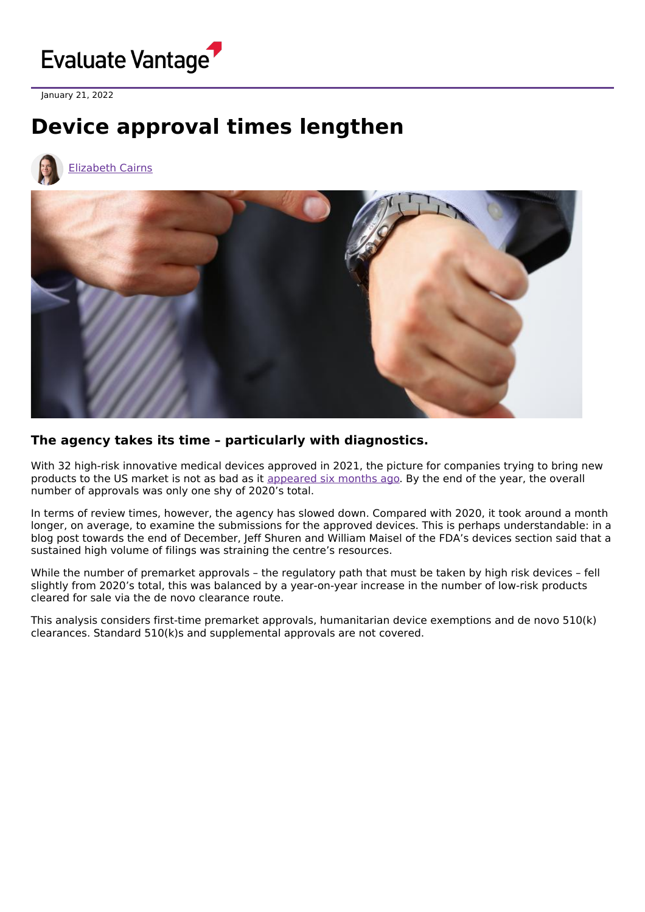Evaluate Vantage

January 21, 2022

# Device approval times lengthen

Elizabeth Cairns

### The agency takes its time – particularly with diagnostics.

With 32 high-risk innovative medical devices approved in 2021, the picture for companies trying to bring new products to the US market is not as bad as it appeared six months ago. By the end of the year, the overall number of approvals was only one shy of 2020's total.

In terms of review times, however, the agency has slowed down. Compared with 2020, it took around a month longer, on average, to examine the submissions for the approved devices. This is perhaps understandable: in a blog post towards the end of December, Jeff Shuren and William Maisel of the FDA's devices section said that a sustained high volume of filings was straining the centre's resources.

While the number of premarket approvals – the regulatory path that must be taken by high risk devices – fell slightly from 2020's total, this was balanced by a year-on-year increase in the number of low-risk products cleared for sale via the de novo clearance route.

This analysis considers first-time premarket approvals, humanitarian device exemptions and de novo 510(k) clearances. Standard 510(k)s and supplemental approvals are not covered.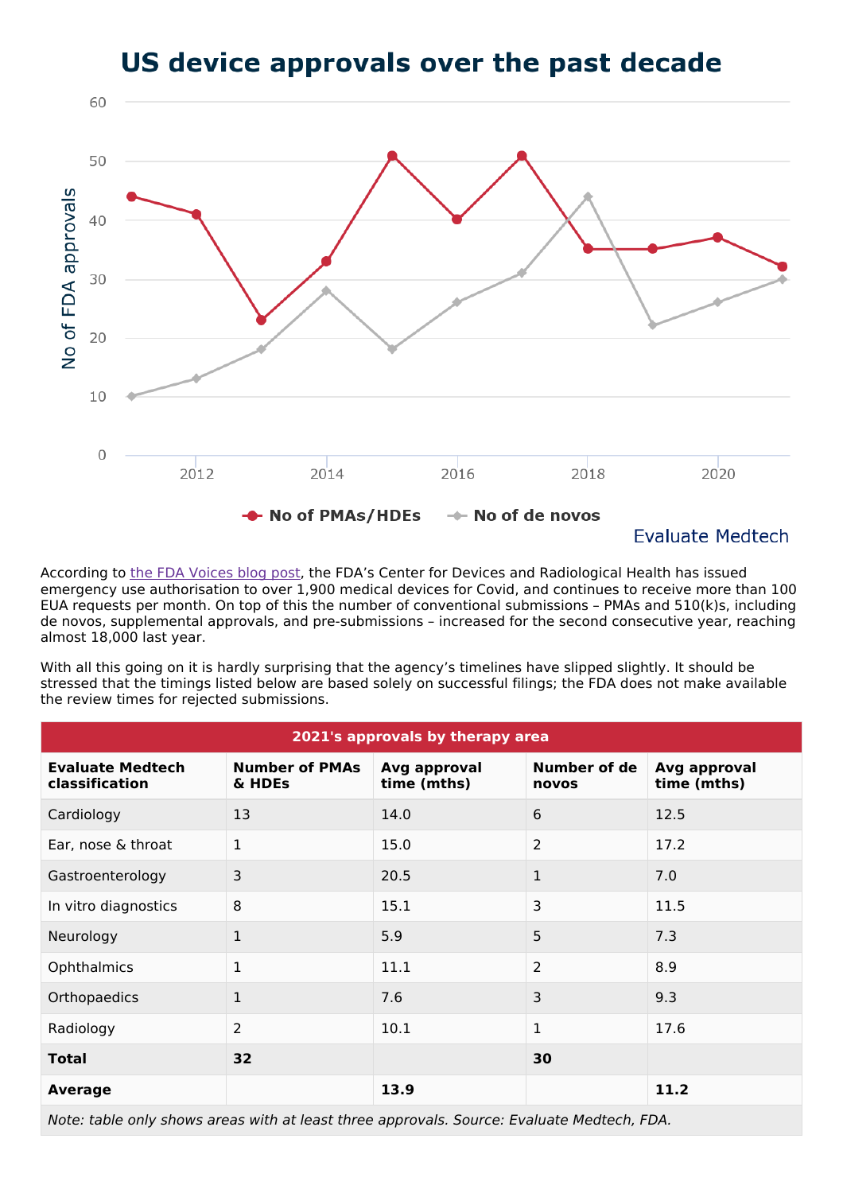# US device approvals over the past decade

No of FDA approvals

60
50
40
30
20
10
0

2012
2014
2016
2018
2020

No of PMAs/HDEs
No of de novos

Evaluate Medtech

According to the FDA Voices blog post, the FDA's Center for Devices and Radiological Health has issued emergency use authorisation to over 1,900 medical devices for Covid, and continues to receive more than 100 EUA requests per month. On top of this the number of conventional submissions – PMAs and 510(k)s, including de novos, supplemental approvals, and pre-submissions – increased for the second consecutive year, reaching almost 18,000 last year.

With all this going on it is hardly surprising that the agency's timelines have slipped slightly. It should be stressed that the timings listed below are based solely on successful filings; the FDA does not make available the review times for rejected submissions.

| 2021's approvals by therapy area | | | | |
|---|---|---|---|---|
| **Evaluate Medtech classification** | **Number of PMAs & HDEs** | **Avg approval time (mths)** | **Number of de novos** | **Avg approval time (mths)** |
| Cardiology | 13 | 14.0 | 6 | 12.5 |
| Ear, nose & throat | 1 | 15.0 | 2 | 17.2 |
| Gastroenterology | 3 | 20.5 | 1 | 7.0 |
| In vitro diagnostics | 8 | 15.1 | 3 | 11.5 |
| Neurology | 1 | 5.9 | 5 | 7.3 |
| Ophthalmics | 1 | 11.1 | 2 | 8.9 |
| Orthopaedics | 1 | 7.6 | 3 | 9.3 |
| Radiology | 2 | 10.1 | 1 | 17.6 |
| **Total** | **32** | | **30** | |
| **Average** | | **13.9** | | **11.2** |

*Note: table only shows areas with at least three approvals. Source: Evaluate Medtech, FDA.*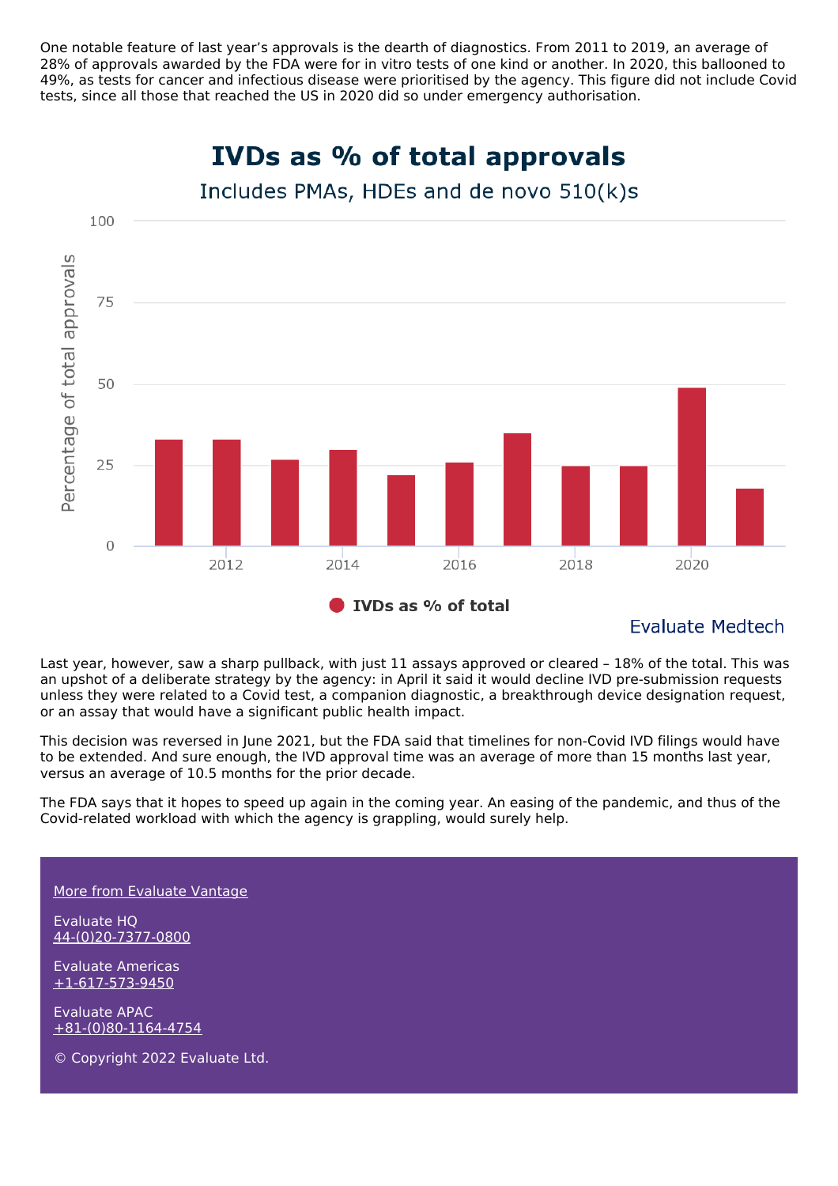One notable feature of last year's approvals is the dearth of diagnostics. From 2011 to 2019, an average of 28% of approvals awarded by the FDA were for in vitro tests of one kind or another. In 2020, this ballooned to 49%, as tests for cancer and infectious disease were prioritised by the agency. This figure did not include Covid tests, since all those that reached the US in 2020 did so under emergency authorisation.

**IVDs as % of total approvals**

Includes PMAs, HDEs and de novo 510(k)s

Percentage of total approvals

100
75
50
25
0

2012
2014
2016
2018
2020

IVDs as % of total

Evaluate Medtech

Last year, however, saw a sharp pullback, with just 11 assays approved or cleared – 18% of the total. This was an upshot of a deliberate strategy by the agency: in April it said it would decline IVD pre-submission requests unless they were related to a Covid test, a companion diagnostic, a breakthrough device designation request, or an assay that would have a significant public health impact.

This decision was reversed in June 2021, but the FDA said that timelines for non-Covid IVD filings would have to be extended. And sure enough, the IVD approval time was an average of more than 15 months last year, versus an average of 10.5 months for the prior decade.

The FDA says that it hopes to speed up again in the coming year. An easing of the pandemic, and thus of the Covid-related workload with which the agency is grappling, would surely help.

More from Evaluate Vantage

Evaluate HQ
44-(0)20-7377-0800

Evaluate Americas
+1-617-573-9450

Evaluate APAC
+81-(0)80-1164-4754

© Copyright 2022 Evaluate Ltd.